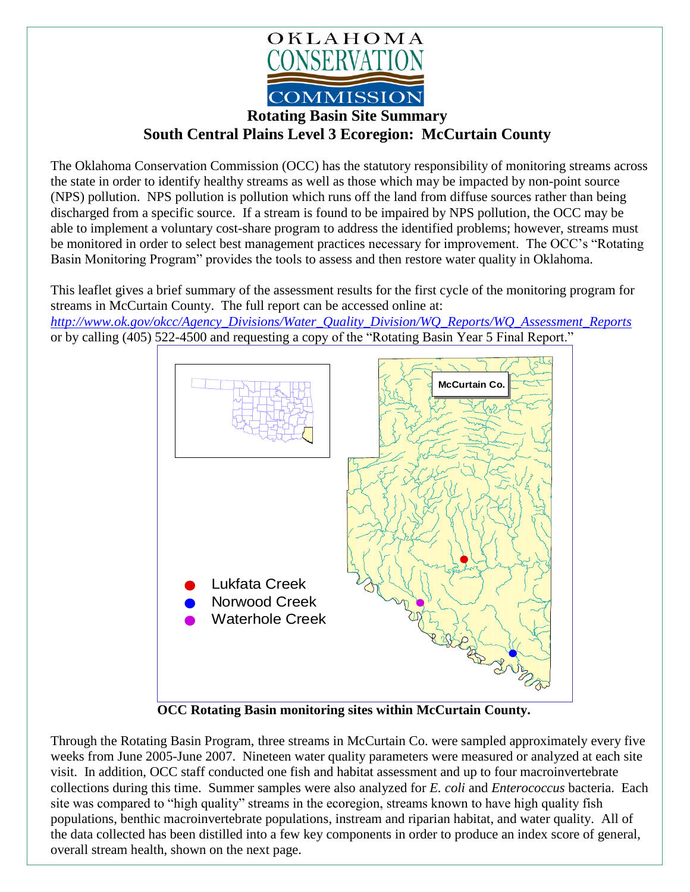OKLAHOMA CONSERVATION COMMISSION

# Rotating Basin Site Summary
## South Central Plains Level 3 Ecoregion: McCurtain County

The Oklahoma Conservation Commission (OCC) has the statutory responsibility of monitoring streams across the state in order to identify healthy streams as well as those which may be impacted by non-point source (NPS) pollution. NPS pollution is pollution which runs off the land from diffuse sources rather than being discharged from a specific source. If a stream is found to be impaired by NPS pollution, the OCC may be able to implement a voluntary cost-share program to address the identified problems; however, streams must be monitored in order to select best management practices necessary for improvement. The OCC's "Rotating Basin Monitoring Program" provides the tools to assess and then restore water quality in Oklahoma.

This leaflet gives a brief summary of the assessment results for the first cycle of the monitoring program for streams in McCurtain County. The full report can be accessed online at:
*http://www.ok.gov/okcc/Agency_Divisions/Water_Quality_Division/WQ_Reports/WQ_Assessment_Reports*
or by calling (405) 522-4500 and requesting a copy of the "Rotating Basin Year 5 Final Report."

McCurtain Co.

- Lukfata Creek
- Norwood Creek
- Waterhole Creek

**OCC Rotating Basin monitoring sites within McCurtain County.**

Through the Rotating Basin Program, three streams in McCurtain Co. were sampled approximately every five weeks from June 2005-June 2007. Nineteen water quality parameters were measured or analyzed at each site visit. In addition, OCC staff conducted one fish and habitat assessment and up to four macroinvertebrate collections during this time. Summer samples were also analyzed for *E. coli* and *Enterococcus* bacteria. Each site was compared to "high quality" streams in the ecoregion, streams known to have high quality fish populations, benthic macroinvertebrate populations, instream and riparian habitat, and water quality. All of the data collected has been distilled into a few key components in order to produce an index score of general, overall stream health, shown on the next page.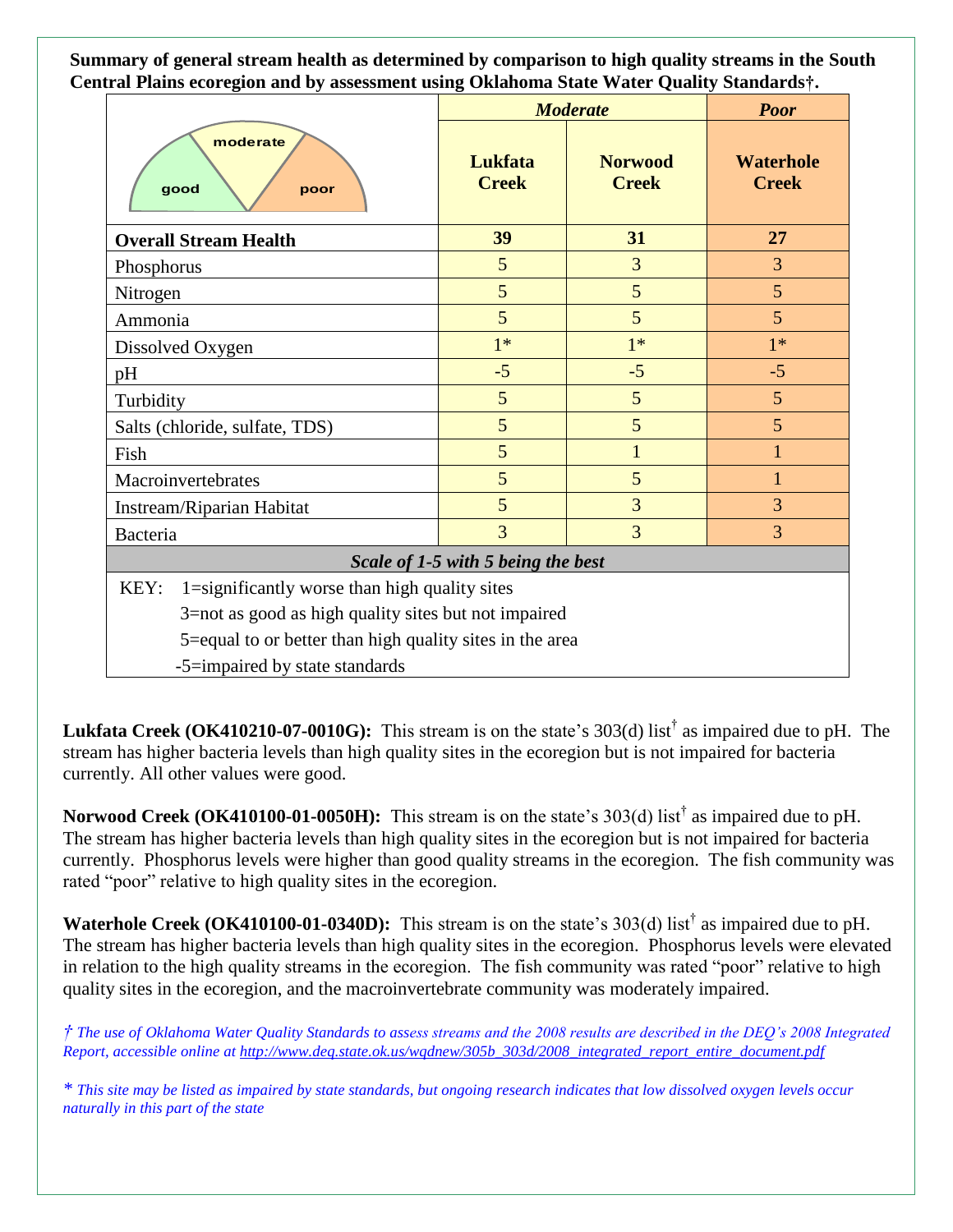**Summary of general stream health as determined by comparison to high quality streams in the South Central Plains ecoregion and by assessment using Oklahoma State Water Quality Standards†.**

| | *Moderate* | | *Poor* |
|---|---|---|---|
| good / moderate / poor | **Lukfata Creek** | **Norwood Creek** | **Waterhole Creek** |
| **Overall Stream Health** | **39** | **31** | **27** |
| Phosphorus | 5 | 3 | 3 |
| Nitrogen | 5 | 5 | 5 |
| Ammonia | 5 | 5 | 5 |
| Dissolved Oxygen | 1* | 1* | 1* |
| pH | -5 | -5 | -5 |
| Turbidity | 5 | 5 | 5 |
| Salts (chloride, sulfate, TDS) | 5 | 5 | 5 |
| Fish | 5 | 1 | 1 |
| Macroinvertebrates | 5 | 5 | 1 |
| Instream/Riparian Habitat | 5 | 3 | 3 |
| Bacteria | 3 | 3 | 3 |

***Scale of 1-5 with 5 being the best***

KEY:
- 1=significantly worse than high quality sites
- 3=not as good as high quality sites but not impaired
- 5=equal to or better than high quality sites in the area
- -5=impaired by state standards

**Lukfata Creek (OK410210-07-0010G):** This stream is on the state's 303(d) list† as impaired due to pH. The stream has higher bacteria levels than high quality sites in the ecoregion but is not impaired for bacteria currently. All other values were good.

**Norwood Creek (OK410100-01-0050H):** This stream is on the state's 303(d) list† as impaired due to pH. The stream has higher bacteria levels than high quality sites in the ecoregion but is not impaired for bacteria currently. Phosphorus levels were higher than good quality streams in the ecoregion. The fish community was rated "poor" relative to high quality sites in the ecoregion.

**Waterhole Creek (OK410100-01-0340D):** This stream is on the state's 303(d) list† as impaired due to pH. The stream has higher bacteria levels than high quality sites in the ecoregion. Phosphorus levels were elevated in relation to the high quality streams in the ecoregion. The fish community was rated "poor" relative to high quality sites in the ecoregion, and the macroinvertebrate community was moderately impaired.

*† The use of Oklahoma Water Quality Standards to assess streams and the 2008 results are described in the DEQ's 2008 Integrated Report, accessible online at http://www.deq.state.ok.us/wqdnew/305b_303d/2008_integrated_report_entire_document.pdf*

*\* This site may be listed as impaired by state standards, but ongoing research indicates that low dissolved oxygen levels occur naturally in this part of the state*